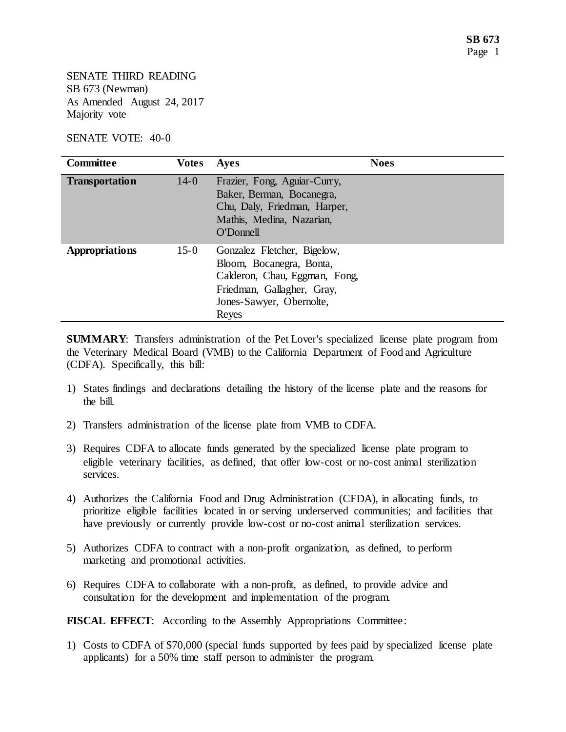SENATE THIRD READING
SB 673 (Newman)
As Amended August 24, 2017
Majority vote

SENATE VOTE: 40-0

| Committee | Votes | Ayes | Noes |
| --- | --- | --- | --- |
| **Transportation** | 14-0 | Frazier, Fong, Aguiar-Curry, Baker, Berman, Bocanegra, Chu, Daly, Friedman, Harper, Mathis, Medina, Nazarian, O'Donnell | |
| **Appropriations** | 15-0 | Gonzalez Fletcher, Bigelow, Bloom, Bocanegra, Bonta, Calderon, Chau, Eggman, Fong, Friedman, Gallagher, Gray, Jones-Sawyer, Obernolte, Reyes | |

**SUMMARY**: Transfers administration of the Pet Lover's specialized license plate program from the Veterinary Medical Board (VMB) to the California Department of Food and Agriculture (CDFA). Specifically, this bill:

1) States findings and declarations detailing the history of the license plate and the reasons for the bill.

2) Transfers administration of the license plate from VMB to CDFA.

3) Requires CDFA to allocate funds generated by the specialized license plate program to eligible veterinary facilities, as defined, that offer low-cost or no-cost animal sterilization services.

4) Authorizes the California Food and Drug Administration (CFDA), in allocating funds, to prioritize eligible facilities located in or serving underserved communities; and facilities that have previously or currently provide low-cost or no-cost animal sterilization services.

5) Authorizes CDFA to contract with a non-profit organization, as defined, to perform marketing and promotional activities.

6) Requires CDFA to collaborate with a non-profit, as defined, to provide advice and consultation for the development and implementation of the program.

**FISCAL EFFECT**: According to the Assembly Appropriations Committee:

1) Costs to CDFA of $70,000 (special funds supported by fees paid by specialized license plate applicants) for a 50% time staff person to administer the program.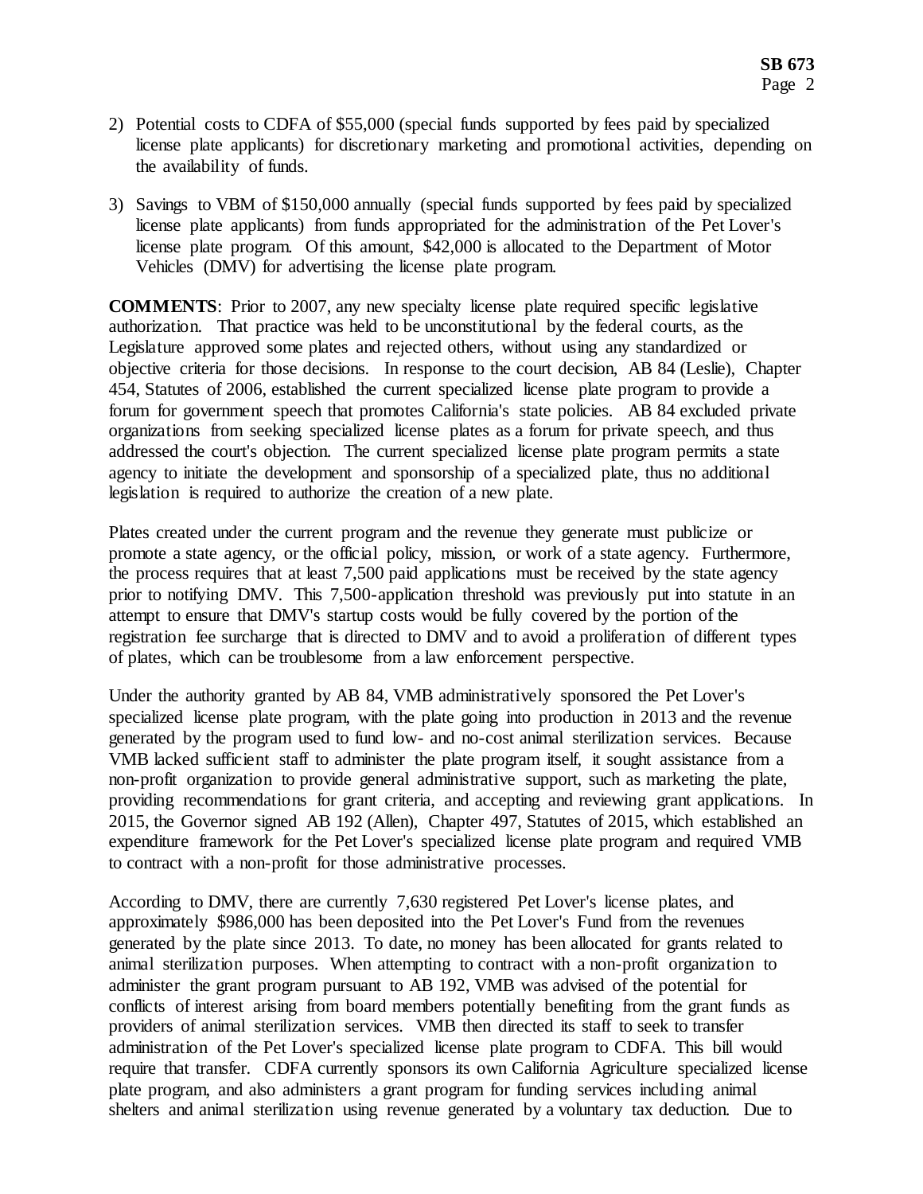2) Potential costs to CDFA of $55,000 (special funds supported by fees paid by specialized license plate applicants) for discretionary marketing and promotional activities, depending on the availability of funds.

3) Savings to VBM of $150,000 annually (special funds supported by fees paid by specialized license plate applicants) from funds appropriated for the administration of the Pet Lover's license plate program. Of this amount, $42,000 is allocated to the Department of Motor Vehicles (DMV) for advertising the license plate program.

**COMMENTS**: Prior to 2007, any new specialty license plate required specific legislative authorization. That practice was held to be unconstitutional by the federal courts, as the Legislature approved some plates and rejected others, without using any standardized or objective criteria for those decisions. In response to the court decision, AB 84 (Leslie), Chapter 454, Statutes of 2006, established the current specialized license plate program to provide a forum for government speech that promotes California's state policies. AB 84 excluded private organizations from seeking specialized license plates as a forum for private speech, and thus addressed the court's objection. The current specialized license plate program permits a state agency to initiate the development and sponsorship of a specialized plate, thus no additional legislation is required to authorize the creation of a new plate.

Plates created under the current program and the revenue they generate must publicize or promote a state agency, or the official policy, mission, or work of a state agency. Furthermore, the process requires that at least 7,500 paid applications must be received by the state agency prior to notifying DMV. This 7,500-application threshold was previously put into statute in an attempt to ensure that DMV's startup costs would be fully covered by the portion of the registration fee surcharge that is directed to DMV and to avoid a proliferation of different types of plates, which can be troublesome from a law enforcement perspective.

Under the authority granted by AB 84, VMB administratively sponsored the Pet Lover's specialized license plate program, with the plate going into production in 2013 and the revenue generated by the program used to fund low- and no-cost animal sterilization services. Because VMB lacked sufficient staff to administer the plate program itself, it sought assistance from a non-profit organization to provide general administrative support, such as marketing the plate, providing recommendations for grant criteria, and accepting and reviewing grant applications. In 2015, the Governor signed AB 192 (Allen), Chapter 497, Statutes of 2015, which established an expenditure framework for the Pet Lover's specialized license plate program and required VMB to contract with a non-profit for those administrative processes.

According to DMV, there are currently 7,630 registered Pet Lover's license plates, and approximately $986,000 has been deposited into the Pet Lover's Fund from the revenues generated by the plate since 2013. To date, no money has been allocated for grants related to animal sterilization purposes. When attempting to contract with a non-profit organization to administer the grant program pursuant to AB 192, VMB was advised of the potential for conflicts of interest arising from board members potentially benefiting from the grant funds as providers of animal sterilization services. VMB then directed its staff to seek to transfer administration of the Pet Lover's specialized license plate program to CDFA. This bill would require that transfer. CDFA currently sponsors its own California Agriculture specialized license plate program, and also administers a grant program for funding services including animal shelters and animal sterilization using revenue generated by a voluntary tax deduction. Due to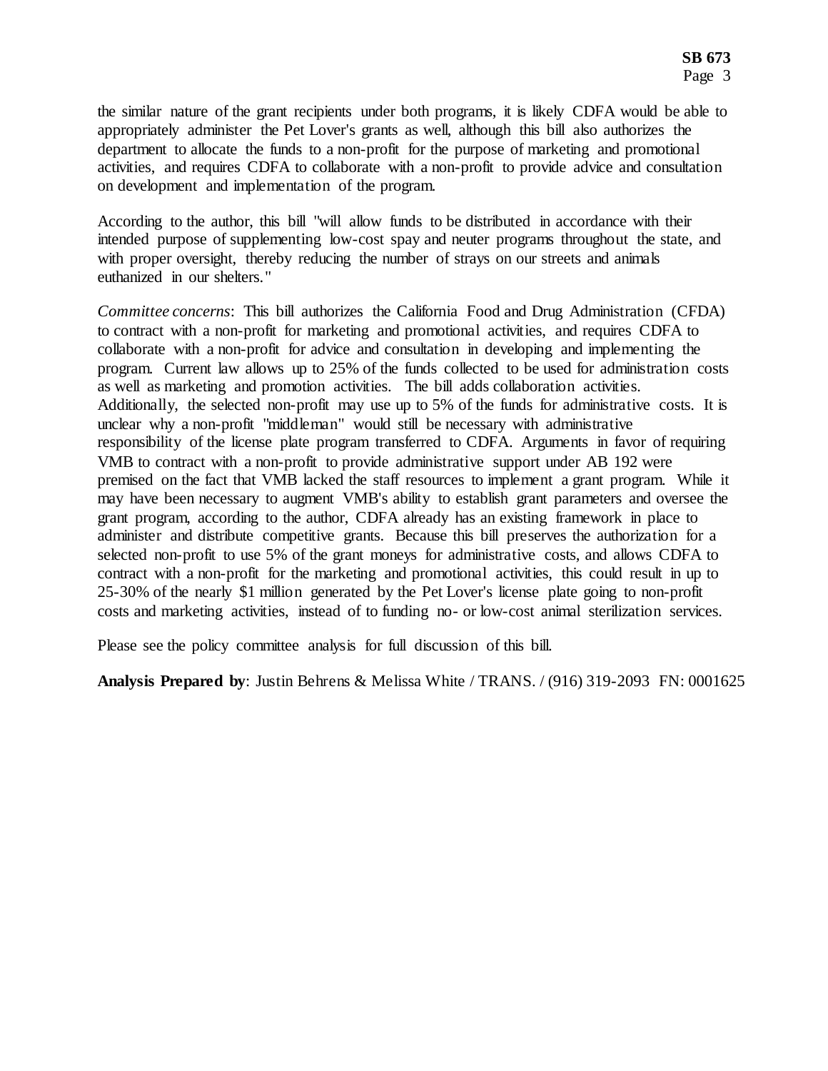the similar nature of the grant recipients under both programs, it is likely CDFA would be able to appropriately administer the Pet Lover's grants as well, although this bill also authorizes the department to allocate the funds to a non-profit for the purpose of marketing and promotional activities, and requires CDFA to collaborate with a non-profit to provide advice and consultation on development and implementation of the program.

According to the author, this bill "will allow funds to be distributed in accordance with their intended purpose of supplementing low-cost spay and neuter programs throughout the state, and with proper oversight, thereby reducing the number of strays on our streets and animals euthanized in our shelters."

*Committee concerns*: This bill authorizes the California Food and Drug Administration (CFDA) to contract with a non-profit for marketing and promotional activities, and requires CDFA to collaborate with a non-profit for advice and consultation in developing and implementing the program. Current law allows up to 25% of the funds collected to be used for administration costs as well as marketing and promotion activities. The bill adds collaboration activities. Additionally, the selected non-profit may use up to 5% of the funds for administrative costs. It is unclear why a non-profit "middleman" would still be necessary with administrative responsibility of the license plate program transferred to CDFA. Arguments in favor of requiring VMB to contract with a non-profit to provide administrative support under AB 192 were premised on the fact that VMB lacked the staff resources to implement a grant program. While it may have been necessary to augment VMB's ability to establish grant parameters and oversee the grant program, according to the author, CDFA already has an existing framework in place to administer and distribute competitive grants. Because this bill preserves the authorization for a selected non-profit to use 5% of the grant moneys for administrative costs, and allows CDFA to contract with a non-profit for the marketing and promotional activities, this could result in up to 25-30% of the nearly $1 million generated by the Pet Lover's license plate going to non-profit costs and marketing activities, instead of to funding no- or low-cost animal sterilization services.

Please see the policy committee analysis for full discussion of this bill.

**Analysis Prepared by**: Justin Behrens & Melissa White / TRANS. / (916) 319-2093 FN: 0001625